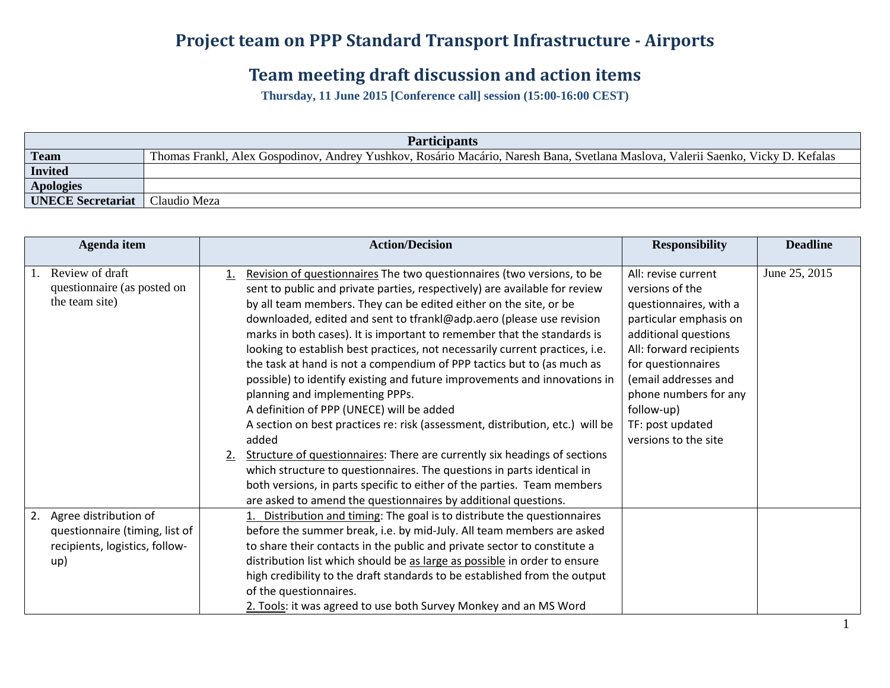# Project team on PPP Standard Transport Infrastructure - Airports

## Team meeting draft discussion and action items

**Thursday, 11 June 2015 [Conference call] session (15:00-16:00 CEST)**

| Participants | |
|---|---|
| **Team** | Thomas Frankl, Alex Gospodinov, Andrey Yushkov, Rosário Macário, Naresh Bana, Svetlana Maslova, Valerii Saenko, Vicky D. Kefalas |
| **Invited** | |
| **Apologies** | |
| **UNECE Secretariat** | Claudio Meza |

| Agenda item | Action/Decision | Responsibility | Deadline |
|---|---|---|---|
| 1. Review of draft questionnaire (as posted on the team site) | 1. Revision of questionnaires The two questionnaires (two versions, to be sent to public and private parties, respectively) are available for review by all team members. They can be edited either on the site, or be downloaded, edited and sent to tfrankl@adp.aero (please use revision marks in both cases). It is important to remember that the standards is looking to establish best practices, not necessarily current practices, i.e. the task at hand is not a compendium of PPP tactics but to (as much as possible) to identify existing and future improvements and innovations in planning and implementing PPPs.<br>A definition of PPP (UNECE) will be added<br>A section on best practices re: risk (assessment, distribution, etc.) will be added<br>2. Structure of questionnaires: There are currently six headings of sections which structure to questionnaires. The questions in parts identical in both versions, in parts specific to either of the parties. Team members are asked to amend the questionnaires by additional questions. | All: revise current versions of the questionnaires, with a particular emphasis on additional questions<br>All: forward recipients for questionnaires (email addresses and phone numbers for any follow-up)<br>TF: post updated versions to the site | June 25, 2015 |
| 2. Agree distribution of questionnaire (timing, list of recipients, logistics, follow-up) | 1. Distribution and timing: The goal is to distribute the questionnaires before the summer break, i.e. by mid-July. All team members are asked to share their contacts in the public and private sector to constitute a distribution list which should be as large as possible in order to ensure high credibility to the draft standards to be established from the output of the questionnaires.<br>2. Tools: it was agreed to use both Survey Monkey and an MS Word | | |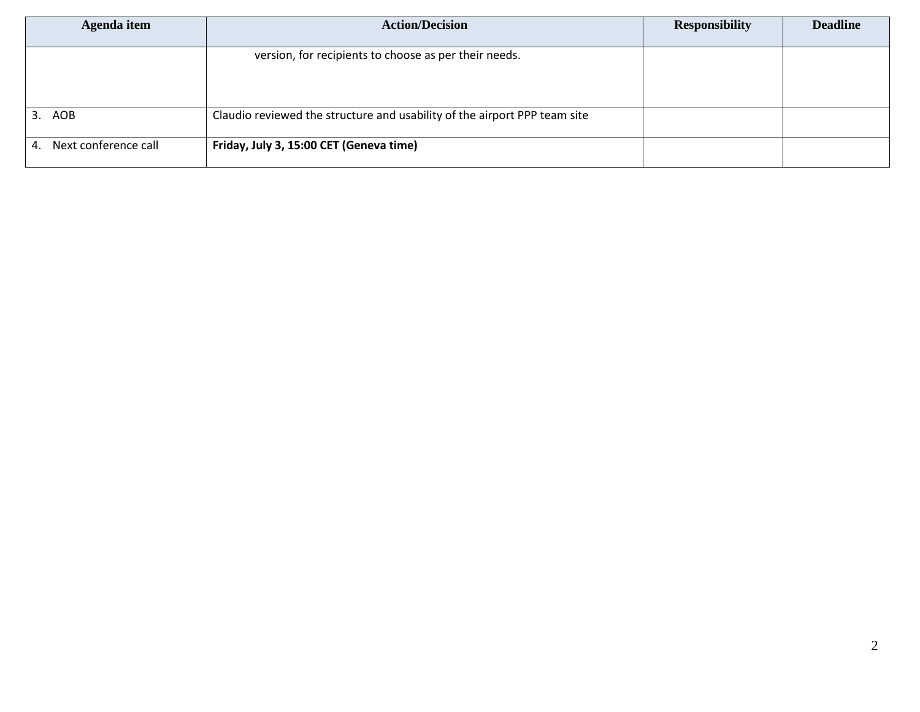| Agenda item | Action/Decision | Responsibility | Deadline |
|---|---|---|---|
| | version, for recipients to choose as per their needs. | | |
| 3. AOB | Claudio reviewed the structure and usability of the airport PPP team site | | |
| 4. Next conference call | **Friday, July 3, 15:00 CET (Geneva time)** | | |